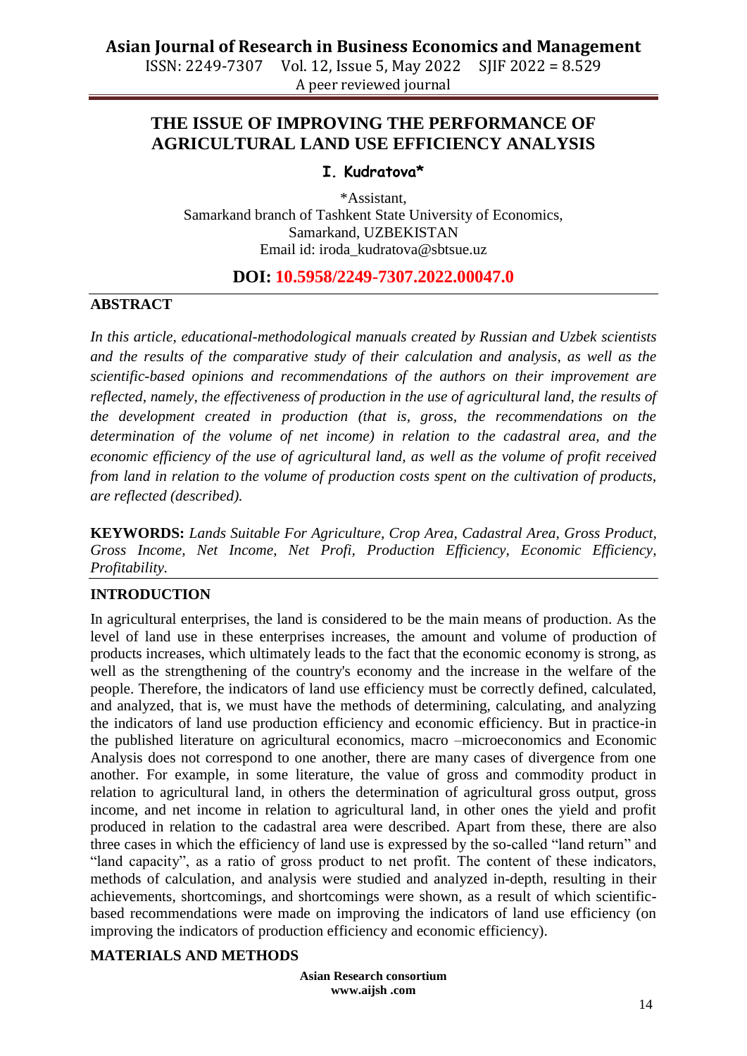# THE ISSUE OF IMPROVING THE PERFORMANCE OF AGRICULTURAL LAND USE EFFICIENCY ANALYSIS

**I. Kudratova***

*Assistant,
Samarkand branch of Tashkent State University of Economics,
Samarkand, UZBEKISTAN
Email id: iroda_kudratova@sbtsue.uz

**DOI: 10.5958/2249-7307.2022.00047.0**

## ABSTRACT

*In this article, educational-methodological manuals created by Russian and Uzbek scientists and the results of the comparative study of their calculation and analysis, as well as the scientific-based opinions and recommendations of the authors on their improvement are reflected, namely, the effectiveness of production in the use of agricultural land, the results of the development created in production (that is, gross, the recommendations on the determination of the volume of net income) in relation to the cadastral area, and the economic efficiency of the use of agricultural land, as well as the volume of profit received from land in relation to the volume of production costs spent on the cultivation of products, are reflected (described).*

**KEYWORDS:** *Lands Suitable For Agriculture, Crop Area, Cadastral Area, Gross Product, Gross Income, Net Income, Net Profi, Production Efficiency, Economic Efficiency, Profitability.*

## INTRODUCTION

In agricultural enterprises, the land is considered to be the main means of production. As the level of land use in these enterprises increases, the amount and volume of production of products increases, which ultimately leads to the fact that the economic economy is strong, as well as the strengthening of the country's economy and the increase in the welfare of the people. Therefore, the indicators of land use efficiency must be correctly defined, calculated, and analyzed, that is, we must have the methods of determining, calculating, and analyzing the indicators of land use production efficiency and economic efficiency. But in practice-in the published literature on agricultural economics, macro –microeconomics and Economic Analysis does not correspond to one another, there are many cases of divergence from one another. For example, in some literature, the value of gross and commodity product in relation to agricultural land, in others the determination of agricultural gross output, gross income, and net income in relation to agricultural land, in other ones the yield and profit produced in relation to the cadastral area were described. Apart from these, there are also three cases in which the efficiency of land use is expressed by the so-called "land return" and "land capacity", as a ratio of gross product to net profit. The content of these indicators, methods of calculation, and analysis were studied and analyzed in-depth, resulting in their achievements, shortcomings, and shortcomings were shown, as a result of which scientific-based recommendations were made on improving the indicators of land use efficiency (on improving the indicators of production efficiency and economic efficiency).

## MATERIALS AND METHODS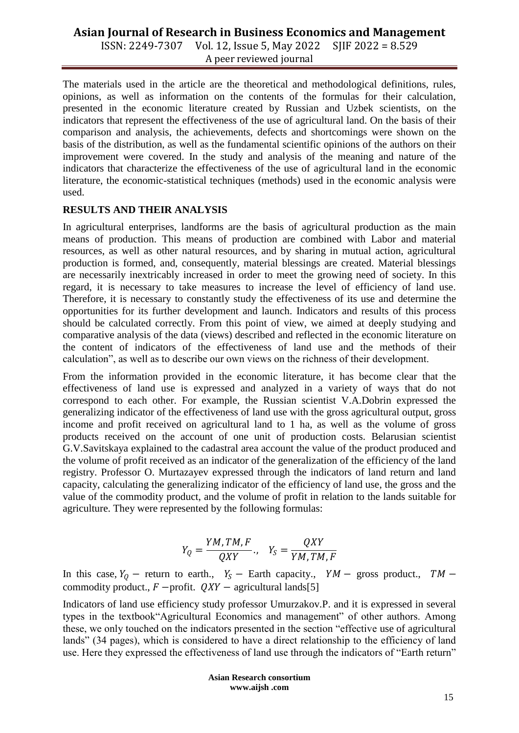The materials used in the article are the theoretical and methodological definitions, rules, opinions, as well as information on the contents of the formulas for their calculation, presented in the economic literature created by Russian and Uzbek scientists, on the indicators that represent the effectiveness of the use of agricultural land. On the basis of their comparison and analysis, the achievements, defects and shortcomings were shown on the basis of the distribution, as well as the fundamental scientific opinions of the authors on their improvement were covered. In the study and analysis of the meaning and nature of the indicators that characterize the effectiveness of the use of agricultural land in the economic literature, the economic-statistical techniques (methods) used in the economic analysis were used.

## RESULTS AND THEIR ANALYSIS

In agricultural enterprises, landforms are the basis of agricultural production as the main means of production. This means of production are combined with Labor and material resources, as well as other natural resources, and by sharing in mutual action, agricultural production is formed, and, consequently, material blessings are created. Material blessings are necessarily inextricably increased in order to meet the growing need of society. In this regard, it is necessary to take measures to increase the level of efficiency of land use. Therefore, it is necessary to constantly study the effectiveness of its use and determine the opportunities for its further development and launch. Indicators and results of this process should be calculated correctly. From this point of view, we aimed at deeply studying and comparative analysis of the data (views) described and reflected in the economic literature on the content of indicators of the effectiveness of land use and the methods of their calculation", as well as to describe our own views on the richness of their development.

From the information provided in the economic literature, it has become clear that the effectiveness of land use is expressed and analyzed in a variety of ways that do not correspond to each other. For example, the Russian scientist V.A.Dobrin expressed the generalizing indicator of the effectiveness of land use with the gross agricultural output, gross income and profit received on agricultural land to 1 ha, as well as the volume of gross products received on the account of one unit of production costs. Belarusian scientist G.V.Savitskaya explained to the cadastral area account the value of the product produced and the volume of profit received as an indicator of the generalization of the efficiency of the land registry. Professor O. Murtazayev expressed through the indicators of land return and land capacity, calculating the generalizing indicator of the efficiency of land use, the gross and the value of the commodity product, and the volume of profit in relation to the lands suitable for agriculture. They were represented by the following formulas:

$$Y_Q = \frac{YM, TM, F}{QXY}., \quad Y_S = \frac{QXY}{YM, TM, F}$$

In this case, $Y_Q$ − return to earth., $Y_S$ − Earth capacity., $YM$ − gross product., $TM$ − commodity product., $F$ −profit. $QXY$ − agricultural lands[5]

Indicators of land use efficiency study professor Umurzakov.P. and it is expressed in several types in the textbook"Agricultural Economics and management" of other authors. Among these, we only touched on the indicators presented in the section "effective use of agricultural lands" (34 pages), which is considered to have a direct relationship to the efficiency of land use. Here they expressed the effectiveness of land use through the indicators of "Earth return"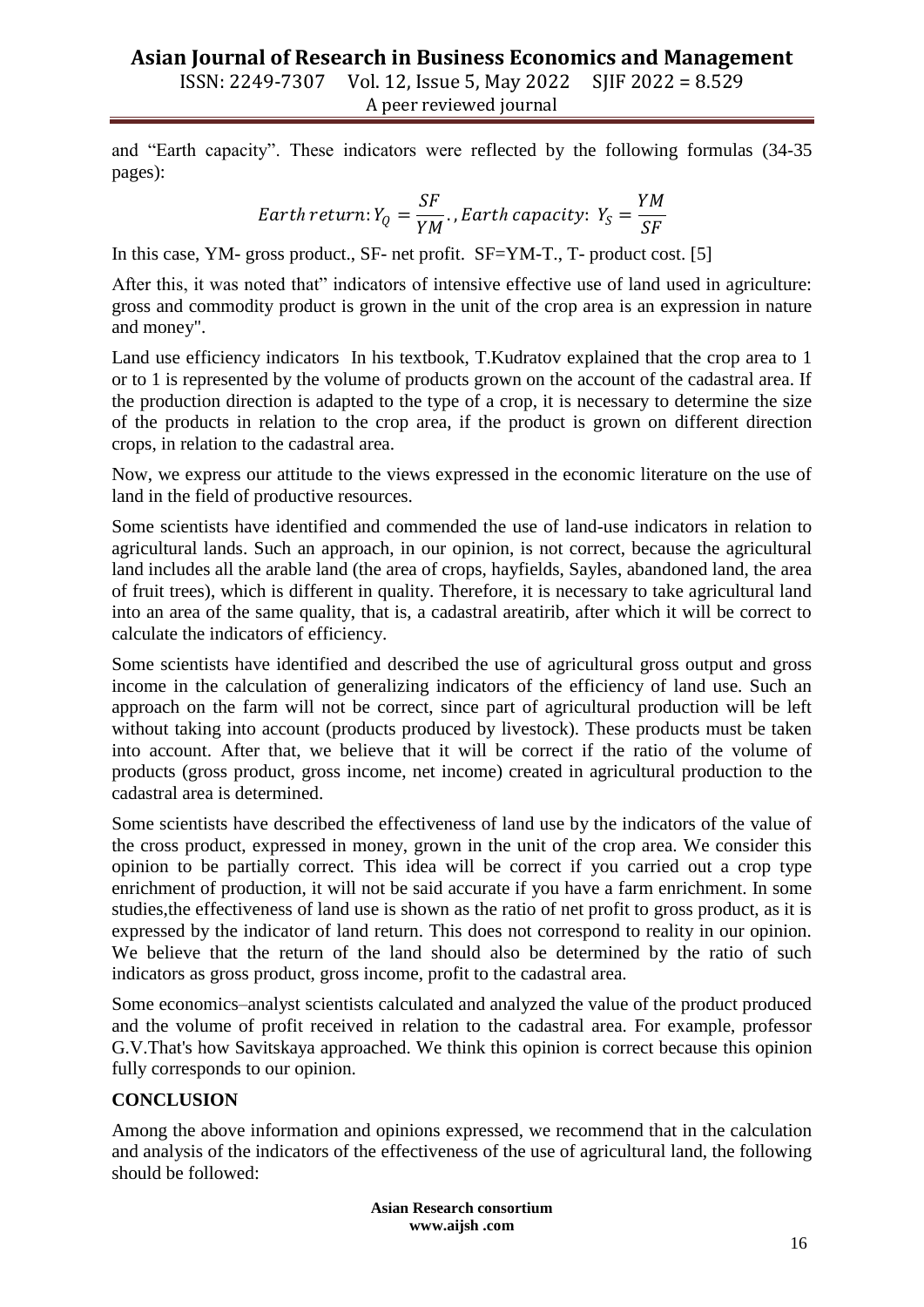and "Earth capacity". These indicators were reflected by the following formulas (34-35 pages):

$$Earth\,return{:}\,Y_Q = \frac{SF}{YM}.,\,Earth\,capacity{:}\;\,Y_S = \frac{YM}{SF}$$

In this case, YM- gross product., SF- net profit. SF=YM-T., T- product cost. [5]

After this, it was noted that" indicators of intensive effective use of land used in agriculture: gross and commodity product is grown in the unit of the crop area is an expression in nature and money".

Land use efficiency indicators In his textbook, T.Kudratov explained that the crop area to 1 or to 1 is represented by the volume of products grown on the account of the cadastral area. If the production direction is adapted to the type of a crop, it is necessary to determine the size of the products in relation to the crop area, if the product is grown on different direction crops, in relation to the cadastral area.

Now, we express our attitude to the views expressed in the economic literature on the use of land in the field of productive resources.

Some scientists have identified and commended the use of land-use indicators in relation to agricultural lands. Such an approach, in our opinion, is not correct, because the agricultural land includes all the arable land (the area of crops, hayfields, Sayles, abandoned land, the area of fruit trees), which is different in quality. Therefore, it is necessary to take agricultural land into an area of the same quality, that is, a cadastral areatirib, after which it will be correct to calculate the indicators of efficiency.

Some scientists have identified and described the use of agricultural gross output and gross income in the calculation of generalizing indicators of the efficiency of land use. Such an approach on the farm will not be correct, since part of agricultural production will be left without taking into account (products produced by livestock). These products must be taken into account. After that, we believe that it will be correct if the ratio of the volume of products (gross product, gross income, net income) created in agricultural production to the cadastral area is determined.

Some scientists have described the effectiveness of land use by the indicators of the value of the cross product, expressed in money, grown in the unit of the crop area. We consider this opinion to be partially correct. This idea will be correct if you carried out a crop type enrichment of production, it will not be said accurate if you have a farm enrichment. In some studies,the effectiveness of land use is shown as the ratio of net profit to gross product, as it is expressed by the indicator of land return. This does not correspond to reality in our opinion. We believe that the return of the land should also be determined by the ratio of such indicators as gross product, gross income, profit to the cadastral area.

Some economics–analyst scientists calculated and analyzed the value of the product produced and the volume of profit received in relation to the cadastral area. For example, professor G.V.That's how Savitskaya approached. We think this opinion is correct because this opinion fully corresponds to our opinion.

## CONCLUSION

Among the above information and opinions expressed, we recommend that in the calculation and analysis of the indicators of the effectiveness of the use of agricultural land, the following should be followed: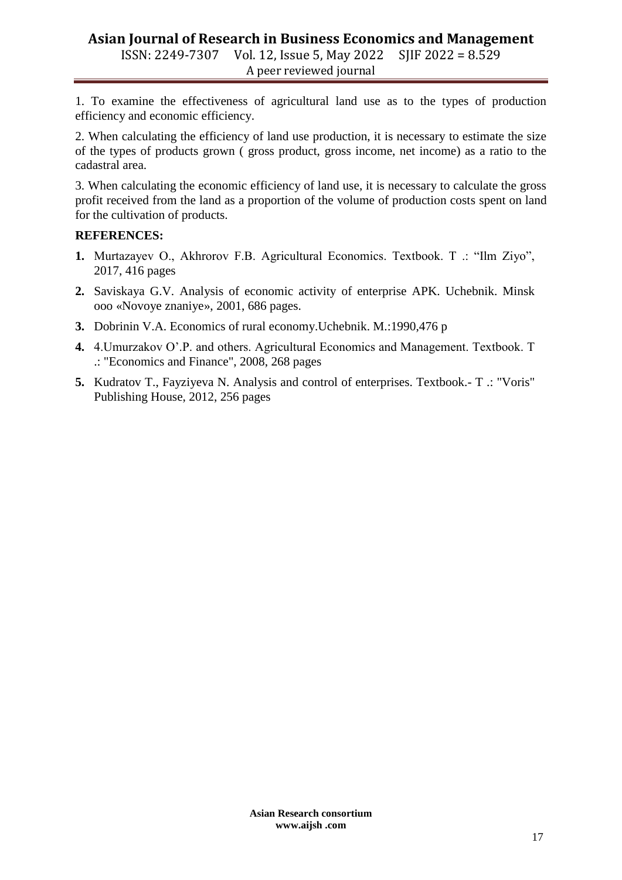1. To examine the effectiveness of agricultural land use as to the types of production efficiency and economic efficiency.

2. When calculating the efficiency of land use production, it is necessary to estimate the size of the types of products grown ( gross product, gross income, net income) as a ratio to the cadastral area.

3. When calculating the economic efficiency of land use, it is necessary to calculate the gross profit received from the land as a proportion of the volume of production costs spent on land for the cultivation of products.

**REFERENCES:**

1. Murtazayev O., Akhrorov F.B. Agricultural Economics. Textbook. T .: "Ilm Ziyo", 2017, 416 pages
2. Saviskaya G.V. Analysis of economic activity of enterprise APK. Uchebnik. Minsk ooo «Novoye znaniye», 2001, 686 pages.
3. Dobrinin V.A. Economics of rural economy.Uchebnik. M.:1990,476 p
4. 4.Umurzakov O'.P. and others. Agricultural Economics and Management. Textbook. T .: "Economics and Finance", 2008, 268 pages
5. Kudratov T., Fayziyeva N. Analysis and control of enterprises. Textbook.- T .: "Voris" Publishing House, 2012, 256 pages